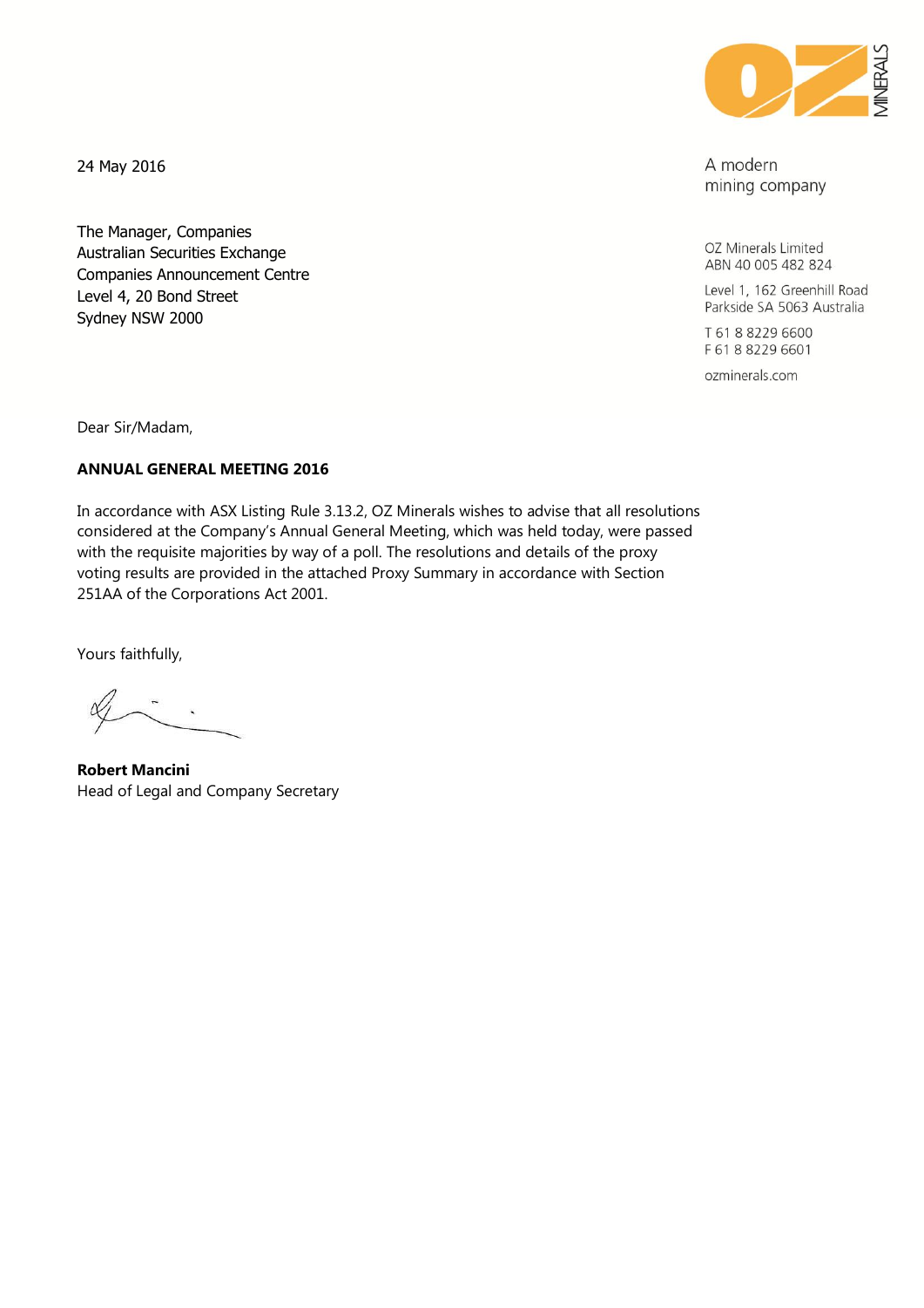24 May 2016

A modern
mining company

OZ Minerals Limited
ABN 40 005 482 824

Level 1, 162 Greenhill Road
Parkside SA 5063 Australia

T 61 8 8229 6600
F 61 8 8229 6601

ozminerals.com

The Manager, Companies
Australian Securities Exchange
Companies Announcement Centre
Level 4, 20 Bond Street
Sydney NSW 2000

Dear Sir/Madam,

**ANNUAL GENERAL MEETING 2016**

In accordance with ASX Listing Rule 3.13.2, OZ Minerals wishes to advise that all resolutions considered at the Company's Annual General Meeting, which was held today, were passed with the requisite majorities by way of a poll. The resolutions and details of the proxy voting results are provided in the attached Proxy Summary in accordance with Section 251AA of the Corporations Act 2001.

Yours faithfully,

**Robert Mancini**
Head of Legal and Company Secretary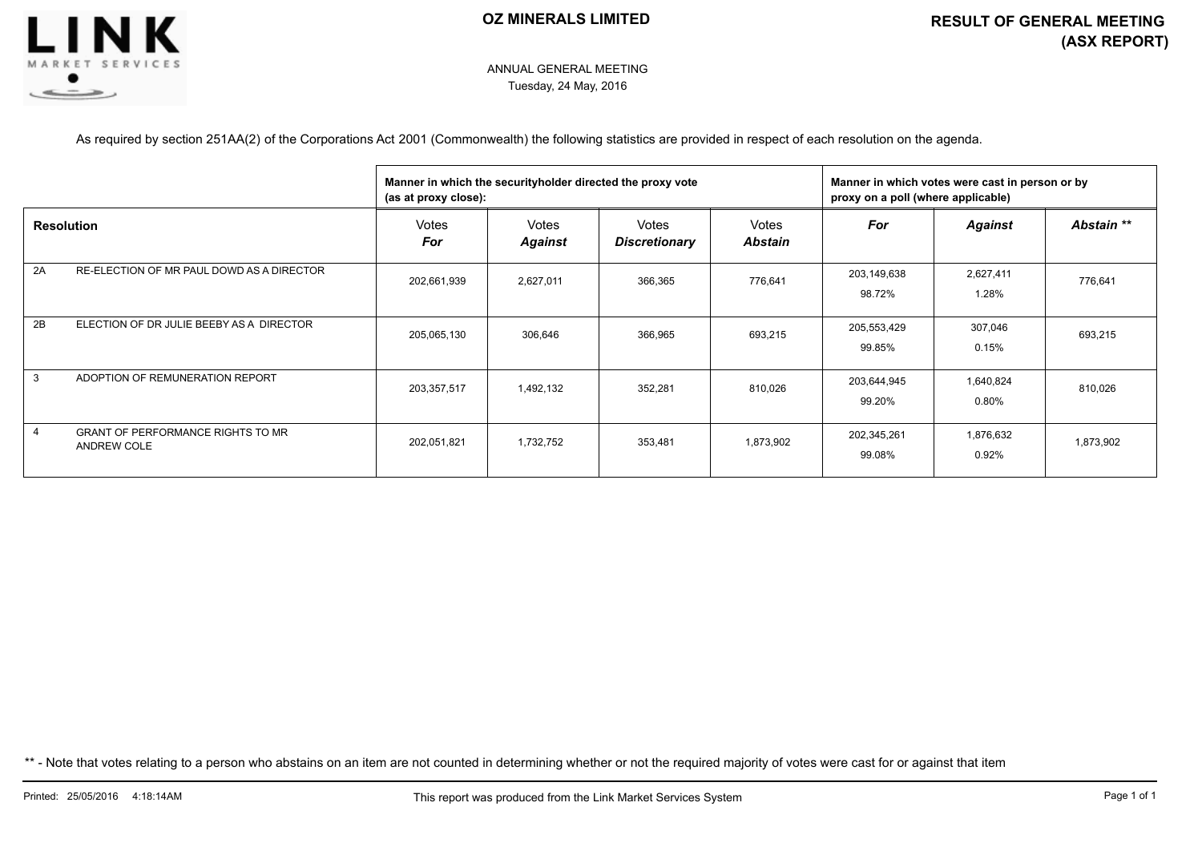# OZ MINERALS LIMITED

## RESULT OF GENERAL MEETING (ASX REPORT)

ANNUAL GENERAL MEETING
Tuesday, 24 May, 2016

As required by section 251AA(2) of the Corporations Act 2001 (Commonwealth) the following statistics are provided in respect of each resolution on the agenda.

| | | Manner in which the securityholder directed the proxy vote (as at proxy close): | | | | Manner in which votes were cast in person or by proxy on a poll (where applicable) | | |
|---|---|---|---|---|---|---|---|---|
| **Resolution** | | Votes ***For*** | Votes ***Against*** | Votes ***Discretionary*** | Votes ***Abstain*** | ***For*** | ***Against*** | ***Abstain \*\**** |
| 2A | RE-ELECTION OF MR PAUL DOWD AS A DIRECTOR | 202,661,939 | 2,627,011 | 366,365 | 776,641 | 203,149,638 98.72% | 2,627,411 1.28% | 776,641 |
| 2B | ELECTION OF DR JULIE BEEBY AS A DIRECTOR | 205,065,130 | 306,646 | 366,965 | 693,215 | 205,553,429 99.85% | 307,046 0.15% | 693,215 |
| 3 | ADOPTION OF REMUNERATION REPORT | 203,357,517 | 1,492,132 | 352,281 | 810,026 | 203,644,945 99.20% | 1,640,824 0.80% | 810,026 |
| 4 | GRANT OF PERFORMANCE RIGHTS TO MR ANDREW COLE | 202,051,821 | 1,732,752 | 353,481 | 1,873,902 | 202,345,261 99.08% | 1,876,632 0.92% | 1,873,902 |

** - Note that votes relating to a person who abstains on an item are not counted in determining whether or not the required majority of votes were cast for or against that item

Printed: 25/05/2016 4:18:14AM

This report was produced from the Link Market Services System